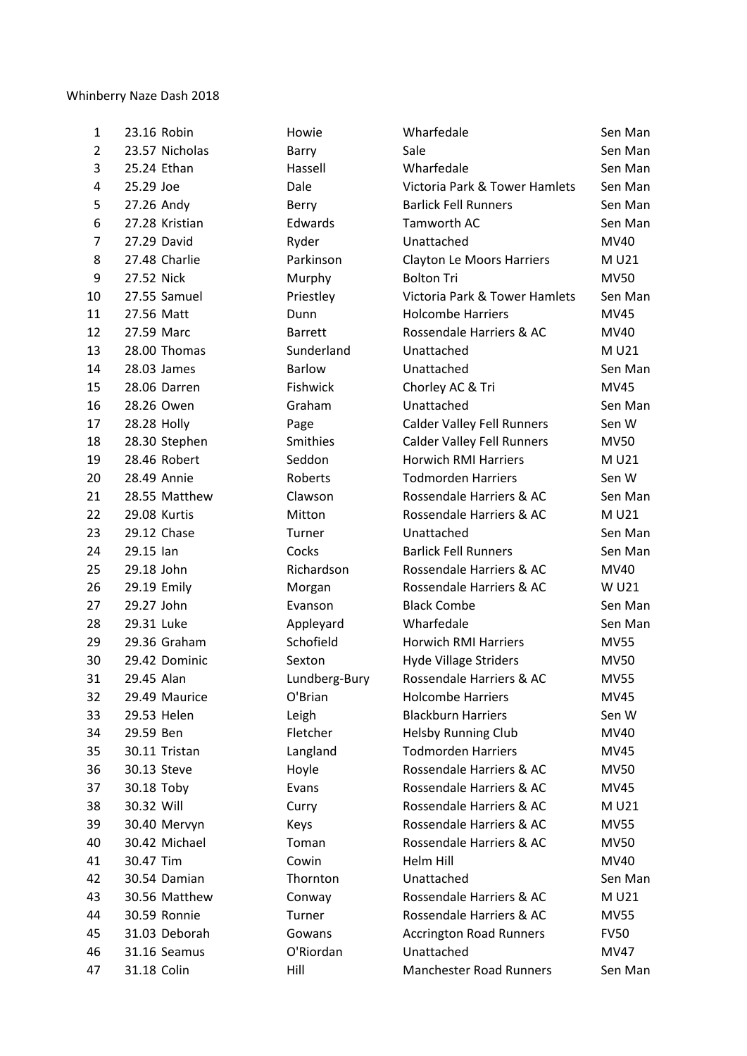Whinberry Naze Dash 2018

| | | | | | |
|---|---|---|---|---|---|
| 1 | 23.16 | Robin | Howie | Wharfedale | Sen Man |
| 2 | 23.57 | Nicholas | Barry | Sale | Sen Man |
| 3 | 25.24 | Ethan | Hassell | Wharfedale | Sen Man |
| 4 | 25.29 | Joe | Dale | Victoria Park & Tower Hamlets | Sen Man |
| 5 | 27.26 | Andy | Berry | Barlick Fell Runners | Sen Man |
| 6 | 27.28 | Kristian | Edwards | Tamworth AC | Sen Man |
| 7 | 27.29 | David | Ryder | Unattached | MV40 |
| 8 | 27.48 | Charlie | Parkinson | Clayton Le Moors Harriers | M U21 |
| 9 | 27.52 | Nick | Murphy | Bolton Tri | MV50 |
| 10 | 27.55 | Samuel | Priestley | Victoria Park & Tower Hamlets | Sen Man |
| 11 | 27.56 | Matt | Dunn | Holcombe Harriers | MV45 |
| 12 | 27.59 | Marc | Barrett | Rossendale Harriers & AC | MV40 |
| 13 | 28.00 | Thomas | Sunderland | Unattached | M U21 |
| 14 | 28.03 | James | Barlow | Unattached | Sen Man |
| 15 | 28.06 | Darren | Fishwick | Chorley AC & Tri | MV45 |
| 16 | 28.26 | Owen | Graham | Unattached | Sen Man |
| 17 | 28.28 | Holly | Page | Calder Valley Fell Runners | Sen W |
| 18 | 28.30 | Stephen | Smithies | Calder Valley Fell Runners | MV50 |
| 19 | 28.46 | Robert | Seddon | Horwich RMI Harriers | M U21 |
| 20 | 28.49 | Annie | Roberts | Todmorden Harriers | Sen W |
| 21 | 28.55 | Matthew | Clawson | Rossendale Harriers & AC | Sen Man |
| 22 | 29.08 | Kurtis | Mitton | Rossendale Harriers & AC | M U21 |
| 23 | 29.12 | Chase | Turner | Unattached | Sen Man |
| 24 | 29.15 | Ian | Cocks | Barlick Fell Runners | Sen Man |
| 25 | 29.18 | John | Richardson | Rossendale Harriers & AC | MV40 |
| 26 | 29.19 | Emily | Morgan | Rossendale Harriers & AC | W U21 |
| 27 | 29.27 | John | Evanson | Black Combe | Sen Man |
| 28 | 29.31 | Luke | Appleyard | Wharfedale | Sen Man |
| 29 | 29.36 | Graham | Schofield | Horwich RMI Harriers | MV55 |
| 30 | 29.42 | Dominic | Sexton | Hyde Village Striders | MV50 |
| 31 | 29.45 | Alan | Lundberg-Bury | Rossendale Harriers & AC | MV55 |
| 32 | 29.49 | Maurice | O'Brian | Holcombe Harriers | MV45 |
| 33 | 29.53 | Helen | Leigh | Blackburn Harriers | Sen W |
| 34 | 29.59 | Ben | Fletcher | Helsby Running Club | MV40 |
| 35 | 30.11 | Tristan | Langland | Todmorden Harriers | MV45 |
| 36 | 30.13 | Steve | Hoyle | Rossendale Harriers & AC | MV50 |
| 37 | 30.18 | Toby | Evans | Rossendale Harriers & AC | MV45 |
| 38 | 30.32 | Will | Curry | Rossendale Harriers & AC | M U21 |
| 39 | 30.40 | Mervyn | Keys | Rossendale Harriers & AC | MV55 |
| 40 | 30.42 | Michael | Toman | Rossendale Harriers & AC | MV50 |
| 41 | 30.47 | Tim | Cowin | Helm Hill | MV40 |
| 42 | 30.54 | Damian | Thornton | Unattached | Sen Man |
| 43 | 30.56 | Matthew | Conway | Rossendale Harriers & AC | M U21 |
| 44 | 30.59 | Ronnie | Turner | Rossendale Harriers & AC | MV55 |
| 45 | 31.03 | Deborah | Gowans | Accrington Road Runners | FV50 |
| 46 | 31.16 | Seamus | O'Riordan | Unattached | MV47 |
| 47 | 31.18 | Colin | Hill | Manchester Road Runners | Sen Man |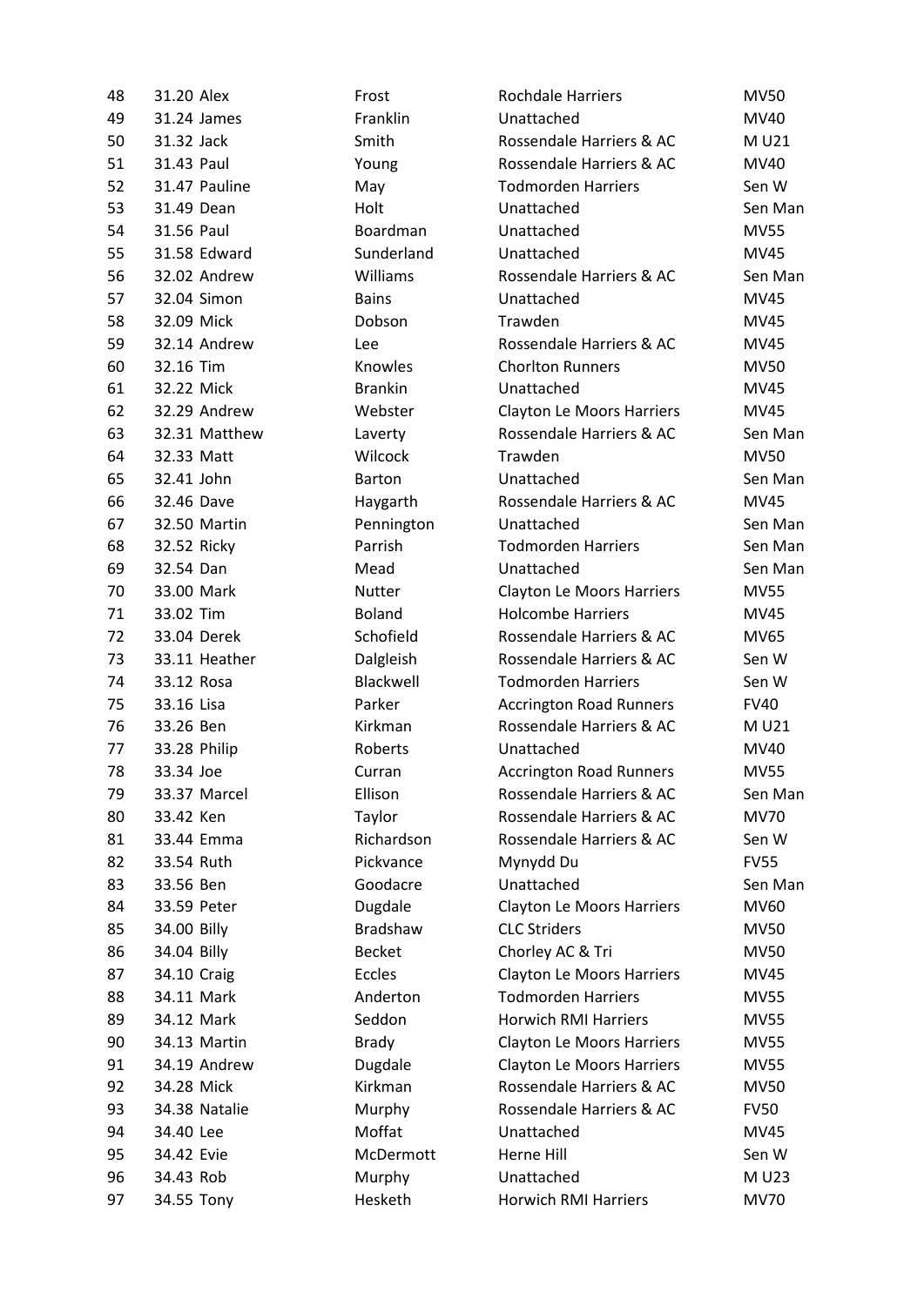| 48 | 31.20 | Alex | Frost | Rochdale Harriers | MV50 |
|---|---|---|---|---|---|
| 49 | 31.24 | James | Franklin | Unattached | MV40 |
| 50 | 31.32 | Jack | Smith | Rossendale Harriers & AC | M U21 |
| 51 | 31.43 | Paul | Young | Rossendale Harriers & AC | MV40 |
| 52 | 31.47 | Pauline | May | Todmorden Harriers | Sen W |
| 53 | 31.49 | Dean | Holt | Unattached | Sen Man |
| 54 | 31.56 | Paul | Boardman | Unattached | MV55 |
| 55 | 31.58 | Edward | Sunderland | Unattached | MV45 |
| 56 | 32.02 | Andrew | Williams | Rossendale Harriers & AC | Sen Man |
| 57 | 32.04 | Simon | Bains | Unattached | MV45 |
| 58 | 32.09 | Mick | Dobson | Trawden | MV45 |
| 59 | 32.14 | Andrew | Lee | Rossendale Harriers & AC | MV45 |
| 60 | 32.16 | Tim | Knowles | Chorlton Runners | MV50 |
| 61 | 32.22 | Mick | Brankin | Unattached | MV45 |
| 62 | 32.29 | Andrew | Webster | Clayton Le Moors Harriers | MV45 |
| 63 | 32.31 | Matthew | Laverty | Rossendale Harriers & AC | Sen Man |
| 64 | 32.33 | Matt | Wilcock | Trawden | MV50 |
| 65 | 32.41 | John | Barton | Unattached | Sen Man |
| 66 | 32.46 | Dave | Haygarth | Rossendale Harriers & AC | MV45 |
| 67 | 32.50 | Martin | Pennington | Unattached | Sen Man |
| 68 | 32.52 | Ricky | Parrish | Todmorden Harriers | Sen Man |
| 69 | 32.54 | Dan | Mead | Unattached | Sen Man |
| 70 | 33.00 | Mark | Nutter | Clayton Le Moors Harriers | MV55 |
| 71 | 33.02 | Tim | Boland | Holcombe Harriers | MV45 |
| 72 | 33.04 | Derek | Schofield | Rossendale Harriers & AC | MV65 |
| 73 | 33.11 | Heather | Dalgleish | Rossendale Harriers & AC | Sen W |
| 74 | 33.12 | Rosa | Blackwell | Todmorden Harriers | Sen W |
| 75 | 33.16 | Lisa | Parker | Accrington Road Runners | FV40 |
| 76 | 33.26 | Ben | Kirkman | Rossendale Harriers & AC | M U21 |
| 77 | 33.28 | Philip | Roberts | Unattached | MV40 |
| 78 | 33.34 | Joe | Curran | Accrington Road Runners | MV55 |
| 79 | 33.37 | Marcel | Ellison | Rossendale Harriers & AC | Sen Man |
| 80 | 33.42 | Ken | Taylor | Rossendale Harriers & AC | MV70 |
| 81 | 33.44 | Emma | Richardson | Rossendale Harriers & AC | Sen W |
| 82 | 33.54 | Ruth | Pickvance | Mynydd Du | FV55 |
| 83 | 33.56 | Ben | Goodacre | Unattached | Sen Man |
| 84 | 33.59 | Peter | Dugdale | Clayton Le Moors Harriers | MV60 |
| 85 | 34.00 | Billy | Bradshaw | CLC Striders | MV50 |
| 86 | 34.04 | Billy | Becket | Chorley AC & Tri | MV50 |
| 87 | 34.10 | Craig | Eccles | Clayton Le Moors Harriers | MV45 |
| 88 | 34.11 | Mark | Anderton | Todmorden Harriers | MV55 |
| 89 | 34.12 | Mark | Seddon | Horwich RMI Harriers | MV55 |
| 90 | 34.13 | Martin | Brady | Clayton Le Moors Harriers | MV55 |
| 91 | 34.19 | Andrew | Dugdale | Clayton Le Moors Harriers | MV55 |
| 92 | 34.28 | Mick | Kirkman | Rossendale Harriers & AC | MV50 |
| 93 | 34.38 | Natalie | Murphy | Rossendale Harriers & AC | FV50 |
| 94 | 34.40 | Lee | Moffat | Unattached | MV45 |
| 95 | 34.42 | Evie | McDermott | Herne Hill | Sen W |
| 96 | 34.43 | Rob | Murphy | Unattached | M U23 |
| 97 | 34.55 | Tony | Hesketh | Horwich RMI Harriers | MV70 |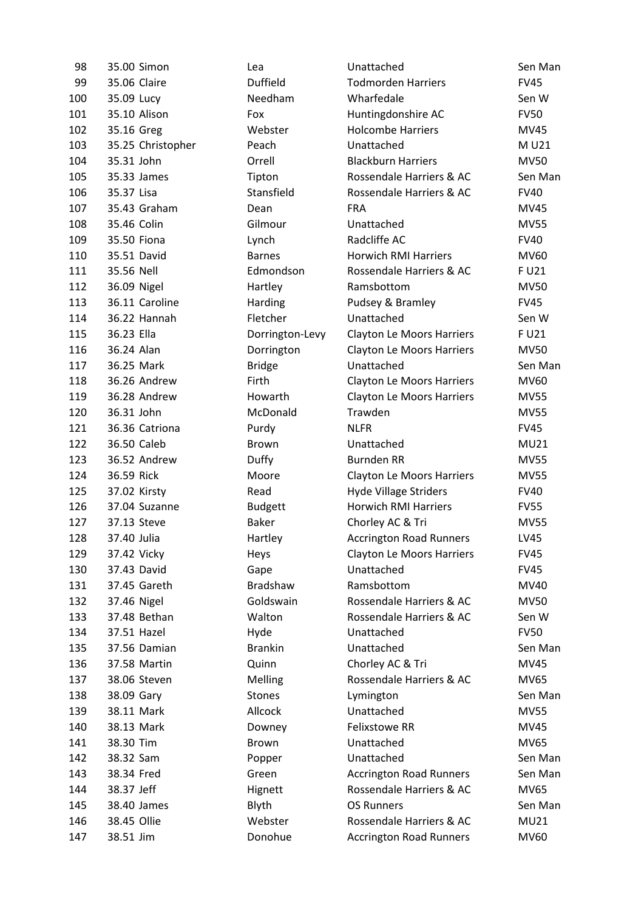| | | | | | |
|---|---|---|---|---|---|
| 98 | 35.00 | Simon | Lea | Unattached | Sen Man |
| 99 | 35.06 | Claire | Duffield | Todmorden Harriers | FV45 |
| 100 | 35.09 | Lucy | Needham | Wharfedale | Sen W |
| 101 | 35.10 | Alison | Fox | Huntingdonshire AC | FV50 |
| 102 | 35.16 | Greg | Webster | Holcombe Harriers | MV45 |
| 103 | 35.25 | Christopher | Peach | Unattached | M U21 |
| 104 | 35.31 | John | Orrell | Blackburn Harriers | MV50 |
| 105 | 35.33 | James | Tipton | Rossendale Harriers & AC | Sen Man |
| 106 | 35.37 | Lisa | Stansfield | Rossendale Harriers & AC | FV40 |
| 107 | 35.43 | Graham | Dean | FRA | MV45 |
| 108 | 35.46 | Colin | Gilmour | Unattached | MV55 |
| 109 | 35.50 | Fiona | Lynch | Radcliffe AC | FV40 |
| 110 | 35.51 | David | Barnes | Horwich RMI Harriers | MV60 |
| 111 | 35.56 | Nell | Edmondson | Rossendale Harriers & AC | F U21 |
| 112 | 36.09 | Nigel | Hartley | Ramsbottom | MV50 |
| 113 | 36.11 | Caroline | Harding | Pudsey & Bramley | FV45 |
| 114 | 36.22 | Hannah | Fletcher | Unattached | Sen W |
| 115 | 36.23 | Ella | Dorrington-Levy | Clayton Le Moors Harriers | F U21 |
| 116 | 36.24 | Alan | Dorrington | Clayton Le Moors Harriers | MV50 |
| 117 | 36.25 | Mark | Bridge | Unattached | Sen Man |
| 118 | 36.26 | Andrew | Firth | Clayton Le Moors Harriers | MV60 |
| 119 | 36.28 | Andrew | Howarth | Clayton Le Moors Harriers | MV55 |
| 120 | 36.31 | John | McDonald | Trawden | MV55 |
| 121 | 36.36 | Catriona | Purdy | NLFR | FV45 |
| 122 | 36.50 | Caleb | Brown | Unattached | MU21 |
| 123 | 36.52 | Andrew | Duffy | Burnden RR | MV55 |
| 124 | 36.59 | Rick | Moore | Clayton Le Moors Harriers | MV55 |
| 125 | 37.02 | Kirsty | Read | Hyde Village Striders | FV40 |
| 126 | 37.04 | Suzanne | Budgett | Horwich RMI Harriers | FV55 |
| 127 | 37.13 | Steve | Baker | Chorley AC & Tri | MV55 |
| 128 | 37.40 | Julia | Hartley | Accrington Road Runners | LV45 |
| 129 | 37.42 | Vicky | Heys | Clayton Le Moors Harriers | FV45 |
| 130 | 37.43 | David | Gape | Unattached | FV45 |
| 131 | 37.45 | Gareth | Bradshaw | Ramsbottom | MV40 |
| 132 | 37.46 | Nigel | Goldswain | Rossendale Harriers & AC | MV50 |
| 133 | 37.48 | Bethan | Walton | Rossendale Harriers & AC | Sen W |
| 134 | 37.51 | Hazel | Hyde | Unattached | FV50 |
| 135 | 37.56 | Damian | Brankin | Unattached | Sen Man |
| 136 | 37.58 | Martin | Quinn | Chorley AC & Tri | MV45 |
| 137 | 38.06 | Steven | Melling | Rossendale Harriers & AC | MV65 |
| 138 | 38.09 | Gary | Stones | Lymington | Sen Man |
| 139 | 38.11 | Mark | Allcock | Unattached | MV55 |
| 140 | 38.13 | Mark | Downey | Felixstowe RR | MV45 |
| 141 | 38.30 | Tim | Brown | Unattached | MV65 |
| 142 | 38.32 | Sam | Popper | Unattached | Sen Man |
| 143 | 38.34 | Fred | Green | Accrington Road Runners | Sen Man |
| 144 | 38.37 | Jeff | Hignett | Rossendale Harriers & AC | MV65 |
| 145 | 38.40 | James | Blyth | OS Runners | Sen Man |
| 146 | 38.45 | Ollie | Webster | Rossendale Harriers & AC | MU21 |
| 147 | 38.51 | Jim | Donohue | Accrington Road Runners | MV60 |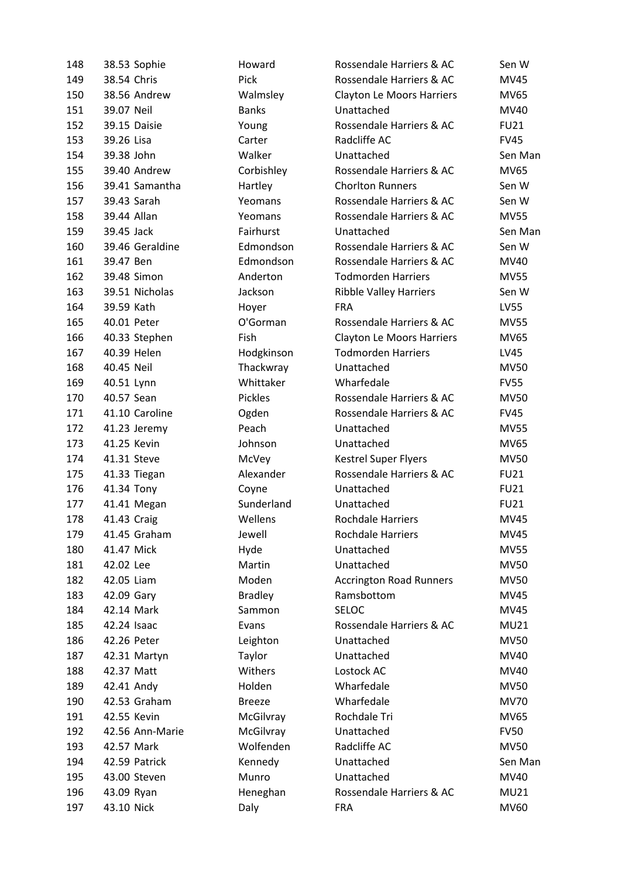| | | | | | |
|---|---|---|---|---|---|
| 148 | 38.53 | Sophie | Howard | Rossendale Harriers & AC | Sen W |
| 149 | 38.54 | Chris | Pick | Rossendale Harriers & AC | MV45 |
| 150 | 38.56 | Andrew | Walmsley | Clayton Le Moors Harriers | MV65 |
| 151 | 39.07 | Neil | Banks | Unattached | MV40 |
| 152 | 39.15 | Daisie | Young | Rossendale Harriers & AC | FU21 |
| 153 | 39.26 | Lisa | Carter | Radcliffe AC | FV45 |
| 154 | 39.38 | John | Walker | Unattached | Sen Man |
| 155 | 39.40 | Andrew | Corbishley | Rossendale Harriers & AC | MV65 |
| 156 | 39.41 | Samantha | Hartley | Chorlton Runners | Sen W |
| 157 | 39.43 | Sarah | Yeomans | Rossendale Harriers & AC | Sen W |
| 158 | 39.44 | Allan | Yeomans | Rossendale Harriers & AC | MV55 |
| 159 | 39.45 | Jack | Fairhurst | Unattached | Sen Man |
| 160 | 39.46 | Geraldine | Edmondson | Rossendale Harriers & AC | Sen W |
| 161 | 39.47 | Ben | Edmondson | Rossendale Harriers & AC | MV40 |
| 162 | 39.48 | Simon | Anderton | Todmorden Harriers | MV55 |
| 163 | 39.51 | Nicholas | Jackson | Ribble Valley Harriers | Sen W |
| 164 | 39.59 | Kath | Hoyer | FRA | LV55 |
| 165 | 40.01 | Peter | O'Gorman | Rossendale Harriers & AC | MV55 |
| 166 | 40.33 | Stephen | Fish | Clayton Le Moors Harriers | MV65 |
| 167 | 40.39 | Helen | Hodgkinson | Todmorden Harriers | LV45 |
| 168 | 40.45 | Neil | Thackwray | Unattached | MV50 |
| 169 | 40.51 | Lynn | Whittaker | Wharfedale | FV55 |
| 170 | 40.57 | Sean | Pickles | Rossendale Harriers & AC | MV50 |
| 171 | 41.10 | Caroline | Ogden | Rossendale Harriers & AC | FV45 |
| 172 | 41.23 | Jeremy | Peach | Unattached | MV55 |
| 173 | 41.25 | Kevin | Johnson | Unattached | MV65 |
| 174 | 41.31 | Steve | McVey | Kestrel Super Flyers | MV50 |
| 175 | 41.33 | Tiegan | Alexander | Rossendale Harriers & AC | FU21 |
| 176 | 41.34 | Tony | Coyne | Unattached | FU21 |
| 177 | 41.41 | Megan | Sunderland | Unattached | FU21 |
| 178 | 41.43 | Craig | Wellens | Rochdale Harriers | MV45 |
| 179 | 41.45 | Graham | Jewell | Rochdale Harriers | MV45 |
| 180 | 41.47 | Mick | Hyde | Unattached | MV55 |
| 181 | 42.02 | Lee | Martin | Unattached | MV50 |
| 182 | 42.05 | Liam | Moden | Accrington Road Runners | MV50 |
| 183 | 42.09 | Gary | Bradley | Ramsbottom | MV45 |
| 184 | 42.14 | Mark | Sammon | SELOC | MV45 |
| 185 | 42.24 | Isaac | Evans | Rossendale Harriers & AC | MU21 |
| 186 | 42.26 | Peter | Leighton | Unattached | MV50 |
| 187 | 42.31 | Martyn | Taylor | Unattached | MV40 |
| 188 | 42.37 | Matt | Withers | Lostock AC | MV40 |
| 189 | 42.41 | Andy | Holden | Wharfedale | MV50 |
| 190 | 42.53 | Graham | Breeze | Wharfedale | MV70 |
| 191 | 42.55 | Kevin | McGilvray | Rochdale Tri | MV65 |
| 192 | 42.56 | Ann-Marie | McGilvray | Unattached | FV50 |
| 193 | 42.57 | Mark | Wolfenden | Radcliffe AC | MV50 |
| 194 | 42.59 | Patrick | Kennedy | Unattached | Sen Man |
| 195 | 43.00 | Steven | Munro | Unattached | MV40 |
| 196 | 43.09 | Ryan | Heneghan | Rossendale Harriers & AC | MU21 |
| 197 | 43.10 | Nick | Daly | FRA | MV60 |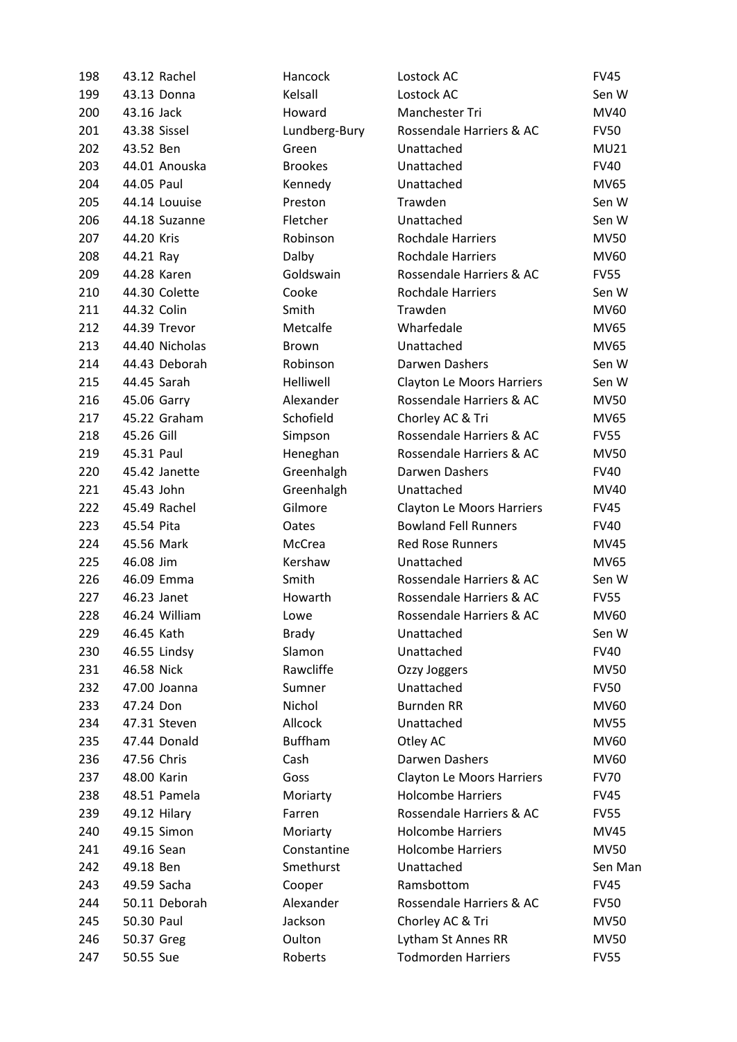| | | | | | |
|---|---|---|---|---|---|
| 198 | 43.12 | Rachel | Hancock | Lostock AC | FV45 |
| 199 | 43.13 | Donna | Kelsall | Lostock AC | Sen W |
| 200 | 43.16 | Jack | Howard | Manchester Tri | MV40 |
| 201 | 43.38 | Sissel | Lundberg-Bury | Rossendale Harriers & AC | FV50 |
| 202 | 43.52 | Ben | Green | Unattached | MU21 |
| 203 | 44.01 | Anouska | Brookes | Unattached | FV40 |
| 204 | 44.05 | Paul | Kennedy | Unattached | MV65 |
| 205 | 44.14 | Louuise | Preston | Trawden | Sen W |
| 206 | 44.18 | Suzanne | Fletcher | Unattached | Sen W |
| 207 | 44.20 | Kris | Robinson | Rochdale Harriers | MV50 |
| 208 | 44.21 | Ray | Dalby | Rochdale Harriers | MV60 |
| 209 | 44.28 | Karen | Goldswain | Rossendale Harriers & AC | FV55 |
| 210 | 44.30 | Colette | Cooke | Rochdale Harriers | Sen W |
| 211 | 44.32 | Colin | Smith | Trawden | MV60 |
| 212 | 44.39 | Trevor | Metcalfe | Wharfedale | MV65 |
| 213 | 44.40 | Nicholas | Brown | Unattached | MV65 |
| 214 | 44.43 | Deborah | Robinson | Darwen Dashers | Sen W |
| 215 | 44.45 | Sarah | Helliwell | Clayton Le Moors Harriers | Sen W |
| 216 | 45.06 | Garry | Alexander | Rossendale Harriers & AC | MV50 |
| 217 | 45.22 | Graham | Schofield | Chorley AC & Tri | MV65 |
| 218 | 45.26 | Gill | Simpson | Rossendale Harriers & AC | FV55 |
| 219 | 45.31 | Paul | Heneghan | Rossendale Harriers & AC | MV50 |
| 220 | 45.42 | Janette | Greenhalgh | Darwen Dashers | FV40 |
| 221 | 45.43 | John | Greenhalgh | Unattached | MV40 |
| 222 | 45.49 | Rachel | Gilmore | Clayton Le Moors Harriers | FV45 |
| 223 | 45.54 | Pita | Oates | Bowland Fell Runners | FV40 |
| 224 | 45.56 | Mark | McCrea | Red Rose Runners | MV45 |
| 225 | 46.08 | Jim | Kershaw | Unattached | MV65 |
| 226 | 46.09 | Emma | Smith | Rossendale Harriers & AC | Sen W |
| 227 | 46.23 | Janet | Howarth | Rossendale Harriers & AC | FV55 |
| 228 | 46.24 | William | Lowe | Rossendale Harriers & AC | MV60 |
| 229 | 46.45 | Kath | Brady | Unattached | Sen W |
| 230 | 46.55 | Lindsy | Slamon | Unattached | FV40 |
| 231 | 46.58 | Nick | Rawcliffe | Ozzy Joggers | MV50 |
| 232 | 47.00 | Joanna | Sumner | Unattached | FV50 |
| 233 | 47.24 | Don | Nichol | Burnden RR | MV60 |
| 234 | 47.31 | Steven | Allcock | Unattached | MV55 |
| 235 | 47.44 | Donald | Buffham | Otley AC | MV60 |
| 236 | 47.56 | Chris | Cash | Darwen Dashers | MV60 |
| 237 | 48.00 | Karin | Goss | Clayton Le Moors Harriers | FV70 |
| 238 | 48.51 | Pamela | Moriarty | Holcombe Harriers | FV45 |
| 239 | 49.12 | Hilary | Farren | Rossendale Harriers & AC | FV55 |
| 240 | 49.15 | Simon | Moriarty | Holcombe Harriers | MV45 |
| 241 | 49.16 | Sean | Constantine | Holcombe Harriers | MV50 |
| 242 | 49.18 | Ben | Smethurst | Unattached | Sen Man |
| 243 | 49.59 | Sacha | Cooper | Ramsbottom | FV45 |
| 244 | 50.11 | Deborah | Alexander | Rossendale Harriers & AC | FV50 |
| 245 | 50.30 | Paul | Jackson | Chorley AC & Tri | MV50 |
| 246 | 50.37 | Greg | Oulton | Lytham St Annes RR | MV50 |
| 247 | 50.55 | Sue | Roberts | Todmorden Harriers | FV55 |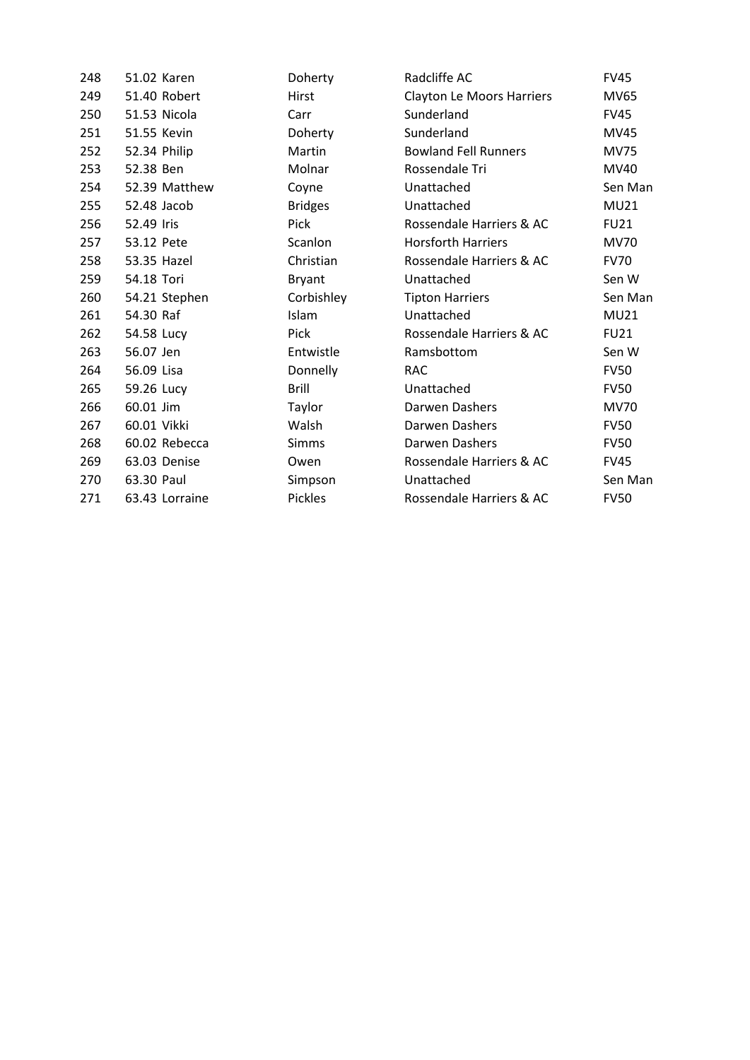| | | | | | |
|---|---|---|---|---|---|
| 248 | 51.02 | Karen | Doherty | Radcliffe AC | FV45 |
| 249 | 51.40 | Robert | Hirst | Clayton Le Moors Harriers | MV65 |
| 250 | 51.53 | Nicola | Carr | Sunderland | FV45 |
| 251 | 51.55 | Kevin | Doherty | Sunderland | MV45 |
| 252 | 52.34 | Philip | Martin | Bowland Fell Runners | MV75 |
| 253 | 52.38 | Ben | Molnar | Rossendale Tri | MV40 |
| 254 | 52.39 | Matthew | Coyne | Unattached | Sen Man |
| 255 | 52.48 | Jacob | Bridges | Unattached | MU21 |
| 256 | 52.49 | Iris | Pick | Rossendale Harriers & AC | FU21 |
| 257 | 53.12 | Pete | Scanlon | Horsforth Harriers | MV70 |
| 258 | 53.35 | Hazel | Christian | Rossendale Harriers & AC | FV70 |
| 259 | 54.18 | Tori | Bryant | Unattached | Sen W |
| 260 | 54.21 | Stephen | Corbishley | Tipton Harriers | Sen Man |
| 261 | 54.30 | Raf | Islam | Unattached | MU21 |
| 262 | 54.58 | Lucy | Pick | Rossendale Harriers & AC | FU21 |
| 263 | 56.07 | Jen | Entwistle | Ramsbottom | Sen W |
| 264 | 56.09 | Lisa | Donnelly | RAC | FV50 |
| 265 | 59.26 | Lucy | Brill | Unattached | FV50 |
| 266 | 60.01 | Jim | Taylor | Darwen Dashers | MV70 |
| 267 | 60.01 | Vikki | Walsh | Darwen Dashers | FV50 |
| 268 | 60.02 | Rebecca | Simms | Darwen Dashers | FV50 |
| 269 | 63.03 | Denise | Owen | Rossendale Harriers & AC | FV45 |
| 270 | 63.30 | Paul | Simpson | Unattached | Sen Man |
| 271 | 63.43 | Lorraine | Pickles | Rossendale Harriers & AC | FV50 |